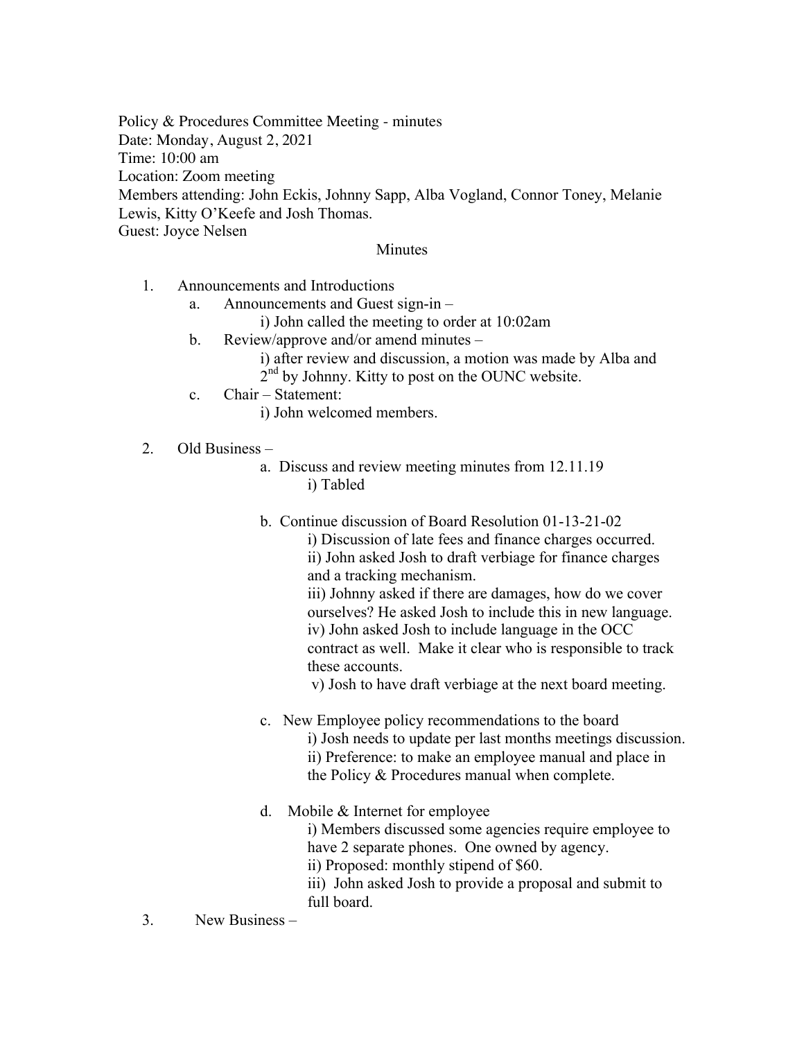Policy & Procedures Committee Meeting - minutes
Date: Monday, August 2, 2021
Time: 10:00 am
Location: Zoom meeting
Members attending: John Eckis, Johnny Sapp, Alba Vogland, Connor Toney, Melanie Lewis, Kitty O'Keefe and Josh Thomas.
Guest: Joyce Nelsen

Minutes

1. Announcements and Introductions
   a. Announcements and Guest sign-in –
      i) John called the meeting to order at 10:02am
   b. Review/approve and/or amend minutes –
      i) after review and discussion, a motion was made by Alba and 2nd by Johnny. Kitty to post on the OUNC website.
   c. Chair – Statement:
      i) John welcomed members.

2. Old Business –
   a. Discuss and review meeting minutes from 12.11.19
      i) Tabled

   b. Continue discussion of Board Resolution 01-13-21-02
      i) Discussion of late fees and finance charges occurred.
      ii) John asked Josh to draft verbiage for finance charges and a tracking mechanism.
      iii) Johnny asked if there are damages, how do we cover ourselves? He asked Josh to include this in new language.
      iv) John asked Josh to include language in the OCC contract as well. Make it clear who is responsible to track these accounts.
      v) Josh to have draft verbiage at the next board meeting.

   c. New Employee policy recommendations to the board
      i) Josh needs to update per last months meetings discussion.
      ii) Preference: to make an employee manual and place in the Policy & Procedures manual when complete.

   d. Mobile & Internet for employee
      i) Members discussed some agencies require employee to have 2 separate phones. One owned by agency.
      ii) Proposed: monthly stipend of $60.
      iii) John asked Josh to provide a proposal and submit to full board.

3. New Business –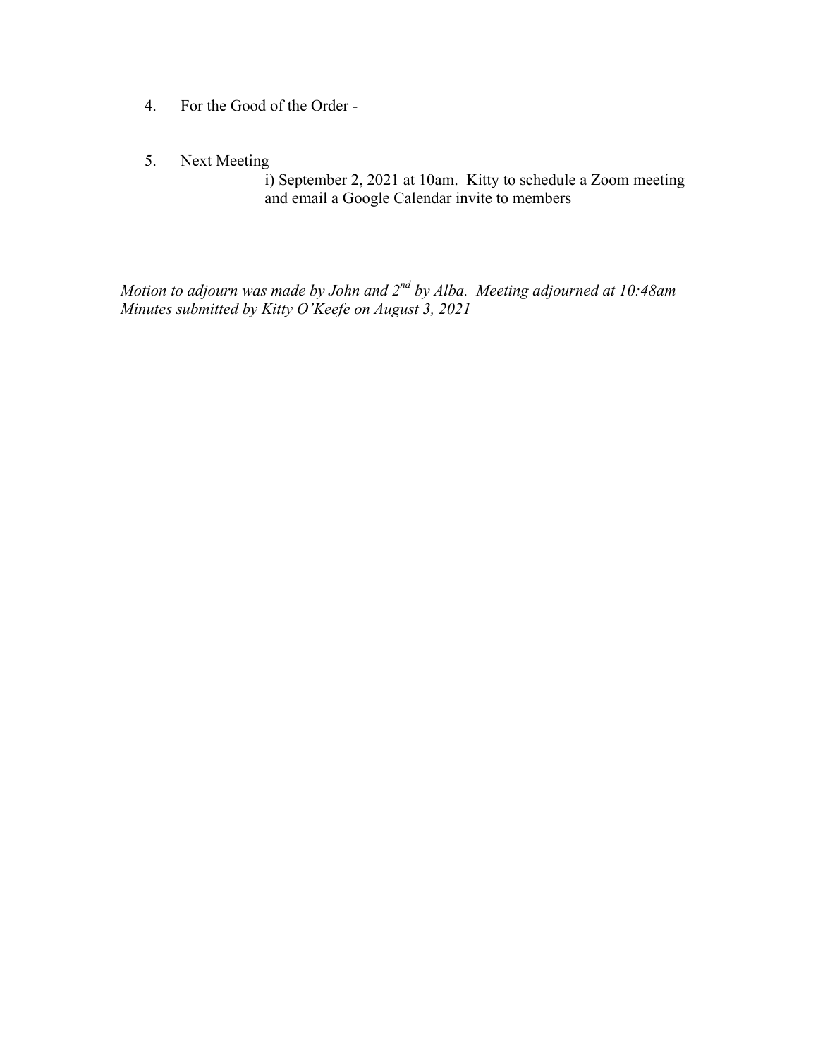4. For the Good of the Order -

5. Next Meeting –

   i) September 2, 2021 at 10am. Kitty to schedule a Zoom meeting and email a Google Calendar invite to members

*Motion to adjourn was made by John and 2nd by Alba. Meeting adjourned at 10:48am*
*Minutes submitted by Kitty O'Keefe on August 3, 2021*